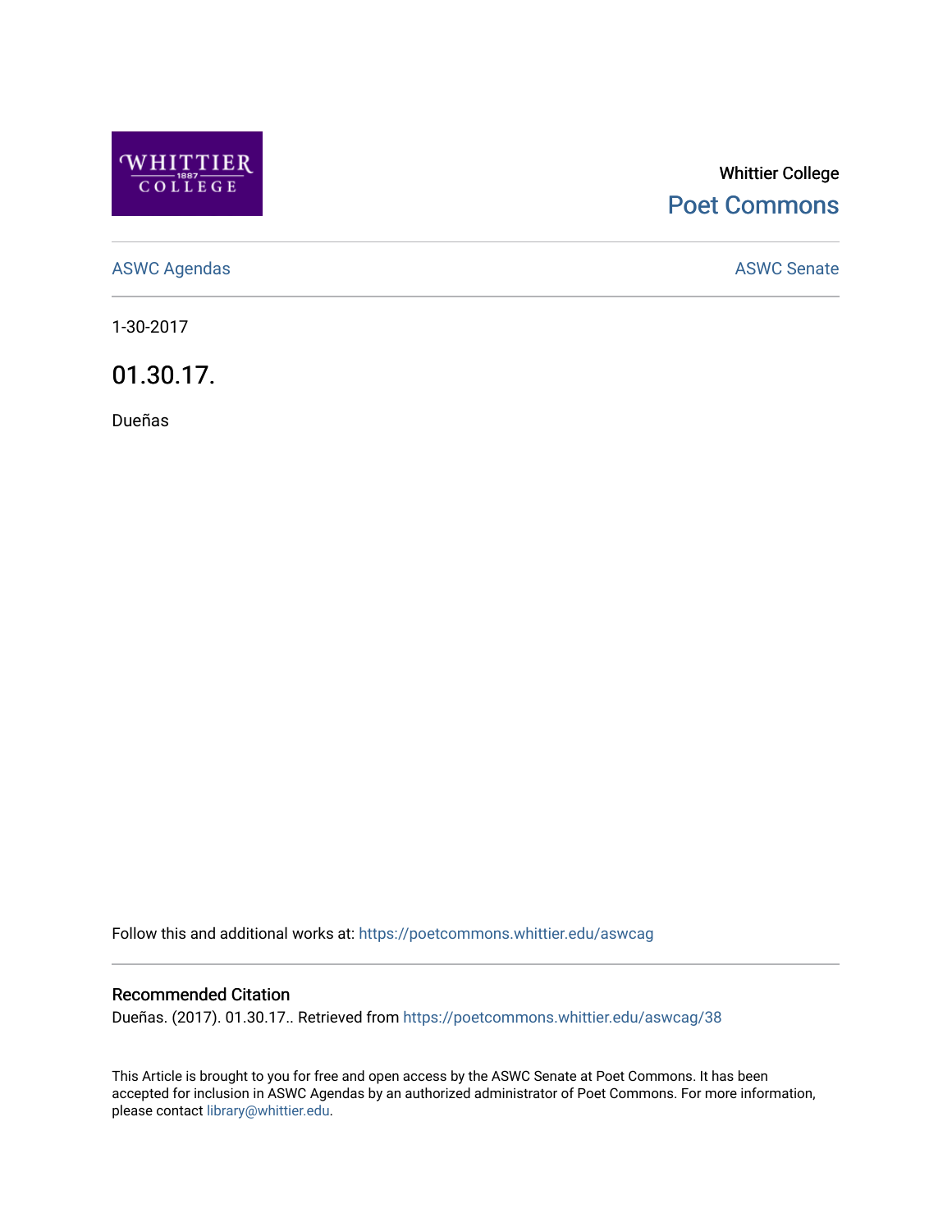Whittier College

Poet Commons

ASWC Agendas

ASWC Senate

1-30-2017

# 01.30.17.

Dueñas

Follow this and additional works at: https://poetcommons.whittier.edu/aswcag

### Recommended Citation

Dueñas. (2017). 01.30.17.. Retrieved from https://poetcommons.whittier.edu/aswcag/38

This Article is brought to you for free and open access by the ASWC Senate at Poet Commons. It has been accepted for inclusion in ASWC Agendas by an authorized administrator of Poet Commons. For more information, please contact library@whittier.edu.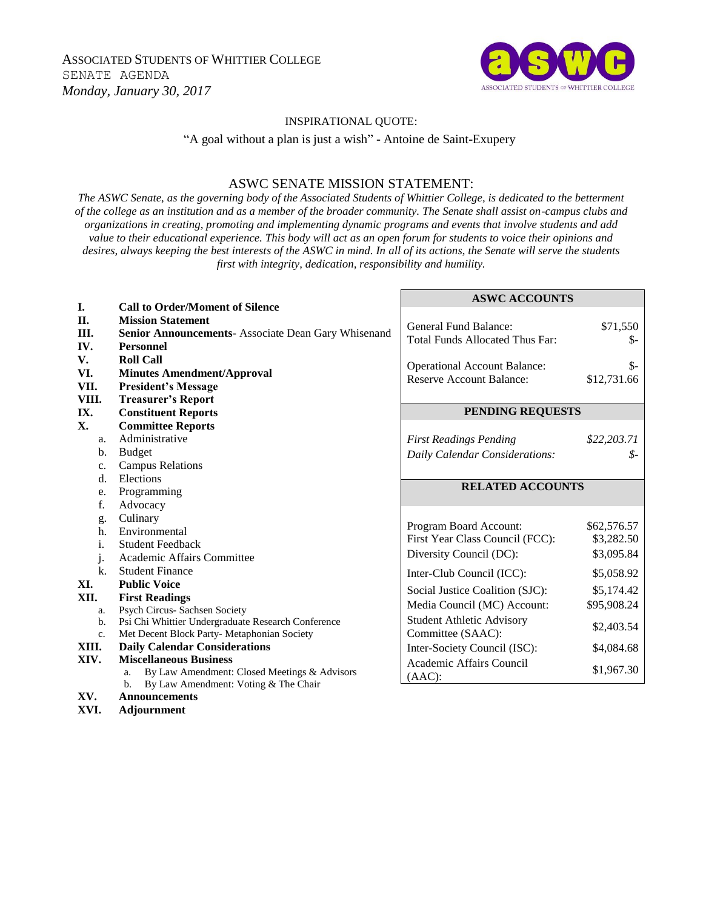ASSOCIATED STUDENTS OF WHITTIER COLLEGE
SENATE AGENDA
*Monday, January 30, 2017*

INSPIRATIONAL QUOTE:

"A goal without a plan is just a wish" - Antoine de Saint-Exupery

## ASWC SENATE MISSION STATEMENT:

*The ASWC Senate, as the governing body of the Associated Students of Whittier College, is dedicated to the betterment of the college as an institution and as a member of the broader community. The Senate shall assist on-campus clubs and organizations in creating, promoting and implementing dynamic programs and events that involve students and add value to their educational experience. This body will act as an open forum for students to voice their opinions and desires, always keeping the best interests of the ASWC in mind. In all of its actions, the Senate will serve the students first with integrity, dedication, responsibility and humility.*

- **I. Call to Order/Moment of Silence**
- **II. Mission Statement**
- **III. Senior Announcements**- Associate Dean Gary Whisenand
- **IV. Personnel**
- **V. Roll Call**
- **VI. Minutes Amendment/Approval**
- **VII. President's Message**
- **VIII. Treasurer's Report**
- **IX. Constituent Reports**
- **X. Committee Reports**
  - a. Administrative
  - b. Budget
  - c. Campus Relations
  - d. Elections
  - e. Programming
  - f. Advocacy
  - g. Culinary
  - h. Environmental
  - i. Student Feedback
  - j. Academic Affairs Committee
  - k. Student Finance
- **XI. Public Voice**
- **XII. First Readings**
  - a. Psych Circus- Sachsen Society
  - b. Psi Chi Whittier Undergraduate Research Conference
  - c. Met Decent Block Party- Metaphonian Society
- **XIII. Daily Calendar Considerations**
- **XIV. Miscellaneous Business**
  - a. By Law Amendment: Closed Meetings & Advisors
  - b. By Law Amendment: Voting & The Chair
- **XV. Announcements**
- **XVI. Adjournment**

| **ASWC ACCOUNTS** | |
|---|---|
| General Fund Balance: | $71,550 |
| Total Funds Allocated Thus Far: | $- |
| Operational Account Balance: | $- |
| Reserve Account Balance: | $12,731.66 |
| **PENDING REQUESTS** | |
| *First Readings Pending* | *$22,203.71* |
| *Daily Calendar Considerations:* | *$-* |
| **RELATED ACCOUNTS** | |
| Program Board Account: | $62,576.57 |
| First Year Class Council (FCC): | $3,282.50 |
| Diversity Council (DC): | $3,095.84 |
| Inter-Club Council (ICC): | $5,058.92 |
| Social Justice Coalition (SJC): | $5,174.42 |
| Media Council (MC) Account: | $95,908.24 |
| Student Athletic Advisory Committee (SAAC): | $2,403.54 |
| Inter-Society Council (ISC): | $4,084.68 |
| Academic Affairs Council (AAC): | $1,967.30 |